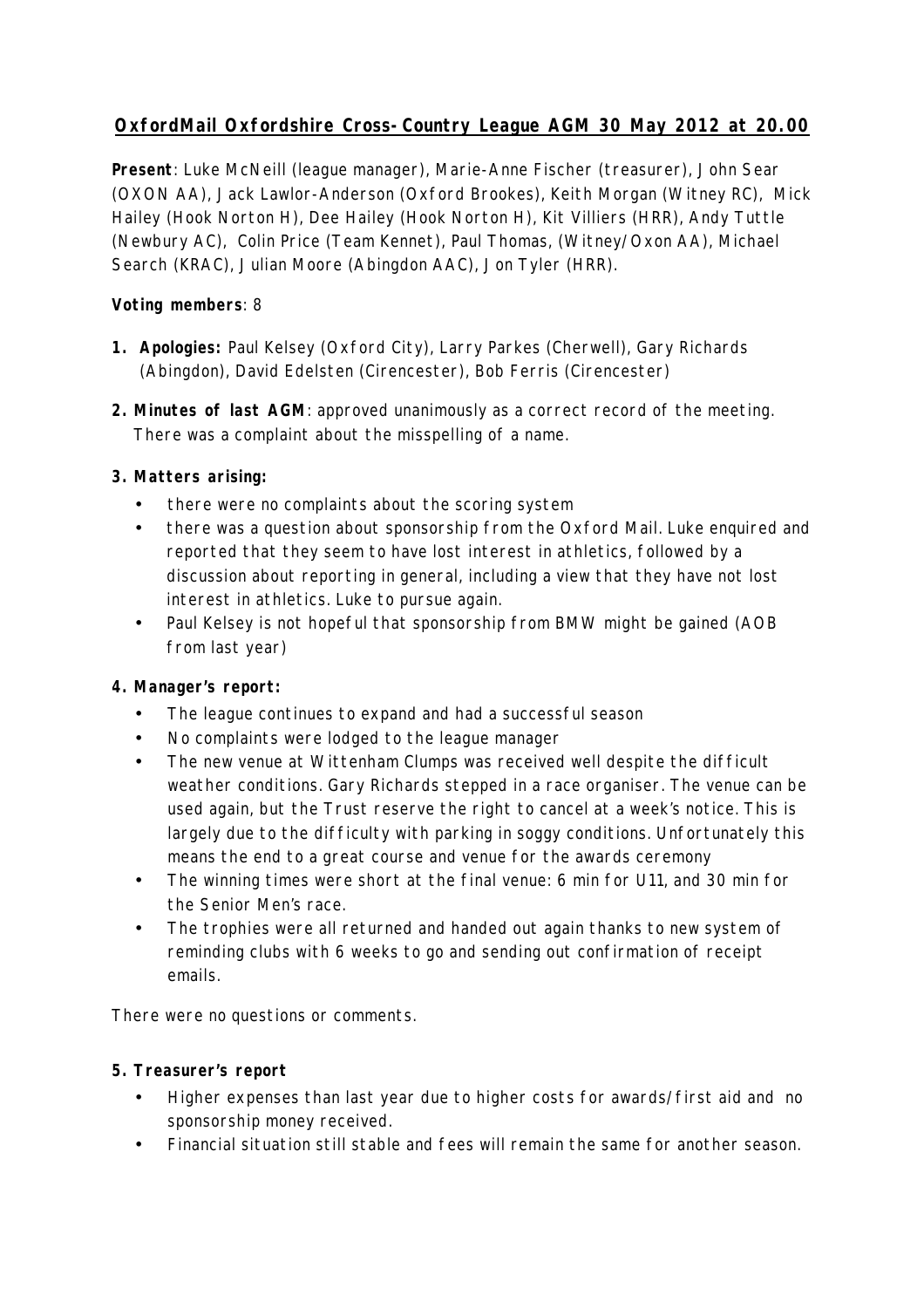# OxfordMail Oxfordshire Cross-Country League AGM 30 May 2012 at 20.00

**Present**: Luke McNeill (league manager), Marie-Anne Fischer (treasurer), John Sear (OXON AA), Jack Lawlor-Anderson (Oxford Brookes), Keith Morgan (Witney RC), Mick Hailey (Hook Norton H), Dee Hailey (Hook Norton H), Kit Villiers (HRR), Andy Tuttle (Newbury AC), Colin Price (Team Kennet), Paul Thomas, (Witney/Oxon AA), Michael Search (KRAC), Julian Moore (Abingdon AAC), Jon Tyler (HRR).

**Voting members**: 8

1. **Apologies:** Paul Kelsey (Oxford City), Larry Parkes (Cherwell), Gary Richards (Abingdon), David Edelsten (Cirencester), Bob Ferris (Cirencester)

2. **Minutes of last AGM**: approved unanimously as a correct record of the meeting. There was a complaint about the misspelling of a name.

3. **Matters arising:**
   - there were no complaints about the scoring system
   - there was a question about sponsorship from the Oxford Mail. Luke enquired and reported that they seem to have lost interest in athletics, followed by a discussion about reporting in general, including a view that they have not lost interest in athletics. Luke to pursue again.
   - Paul Kelsey is not hopeful that sponsorship from BMW might be gained (AOB from last year)

4. **Manager's report:**
   - The league continues to expand and had a successful season
   - No complaints were lodged to the league manager
   - The new venue at Wittenham Clumps was received well despite the difficult weather conditions. Gary Richards stepped in a race organiser. The venue can be used again, but the Trust reserve the right to cancel at a week's notice. This is largely due to the difficulty with parking in soggy conditions. Unfortunately this means the end to a great course and venue for the awards ceremony
   - The winning times were short at the final venue: 6 min for U11, and 30 min for the Senior Men's race.
   - The trophies were all returned and handed out again thanks to new system of reminding clubs with 6 weeks to go and sending out confirmation of receipt emails.

There were no questions or comments.

5. **Treasurer's report**
   - Higher expenses than last year due to higher costs for awards/first aid and no sponsorship money received.
   - Financial situation still stable and fees will remain the same for another season.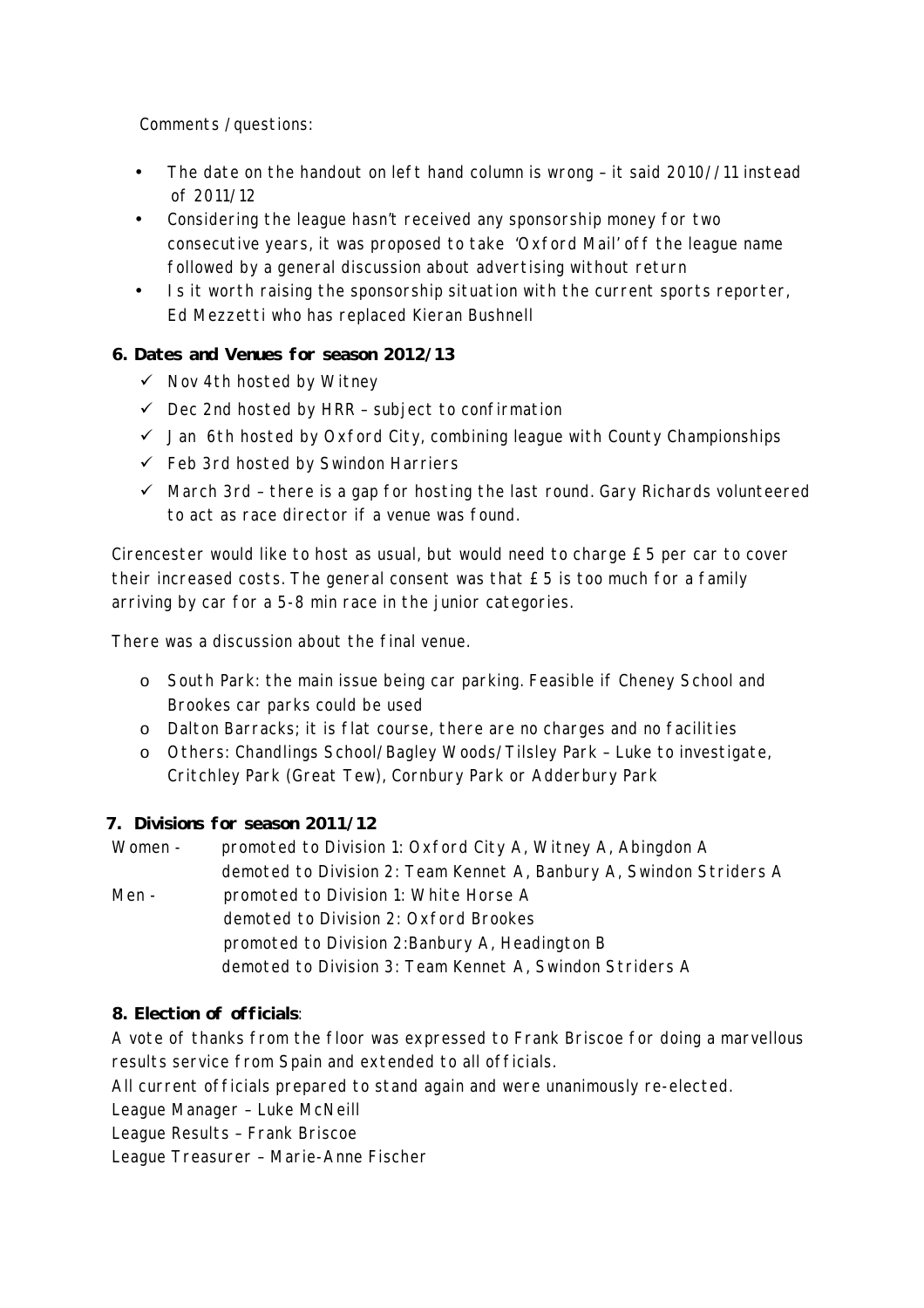Comments / questions:

- The date on the handout on left hand column is wrong – it said 2010//11 instead of 2011/12
- Considering the league hasn't received any sponsorship money for two consecutive years, it was proposed to take 'Oxford Mail' off the league name followed by a general discussion about advertising without return
- Is it worth raising the sponsorship situation with the current sports reporter, Ed Mezzetti who has replaced Kieran Bushnell

**6. Dates and Venues for season 2012/13**

- ✓ Nov 4th hosted by Witney
- ✓ Dec 2nd hosted by HRR – subject to confirmation
- ✓ Jan 6th hosted by Oxford City, combining league with County Championships
- ✓ Feb 3rd hosted by Swindon Harriers
- ✓ March 3rd – there is a gap for hosting the last round. Gary Richards volunteered to act as race director if a venue was found.

Cirencester would like to host as usual, but would need to charge £5 per car to cover their increased costs. The general consent was that £5 is too much for a family arriving by car for a 5-8 min race in the junior categories.

There was a discussion about the final venue.

- o South Park: the main issue being car parking. Feasible if Cheney School and Brookes car parks could be used
- o Dalton Barracks; it is flat course, there are no charges and no facilities
- o Others: Chandlings School/Bagley Woods/Tilsley Park – Luke to investigate, Critchley Park (Great Tew), Cornbury Park or Adderbury Park

**7. Divisions for season 2011/12**

Women - promoted to Division 1: Oxford City A, Witney A, Abingdon A
demoted to Division 2: Team Kennet A, Banbury A, Swindon Striders A

Men - promoted to Division 1: White Horse A
demoted to Division 2: Oxford Brookes
promoted to Division 2:Banbury A, Headington B
demoted to Division 3: Team Kennet A, Swindon Striders A

**8. Election of officials**:

A vote of thanks from the floor was expressed to Frank Briscoe for doing a marvellous results service from Spain and extended to all officials.

All current officials prepared to stand again and were unanimously re-elected.

League Manager – Luke McNeill

League Results – Frank Briscoe

League Treasurer – Marie-Anne Fischer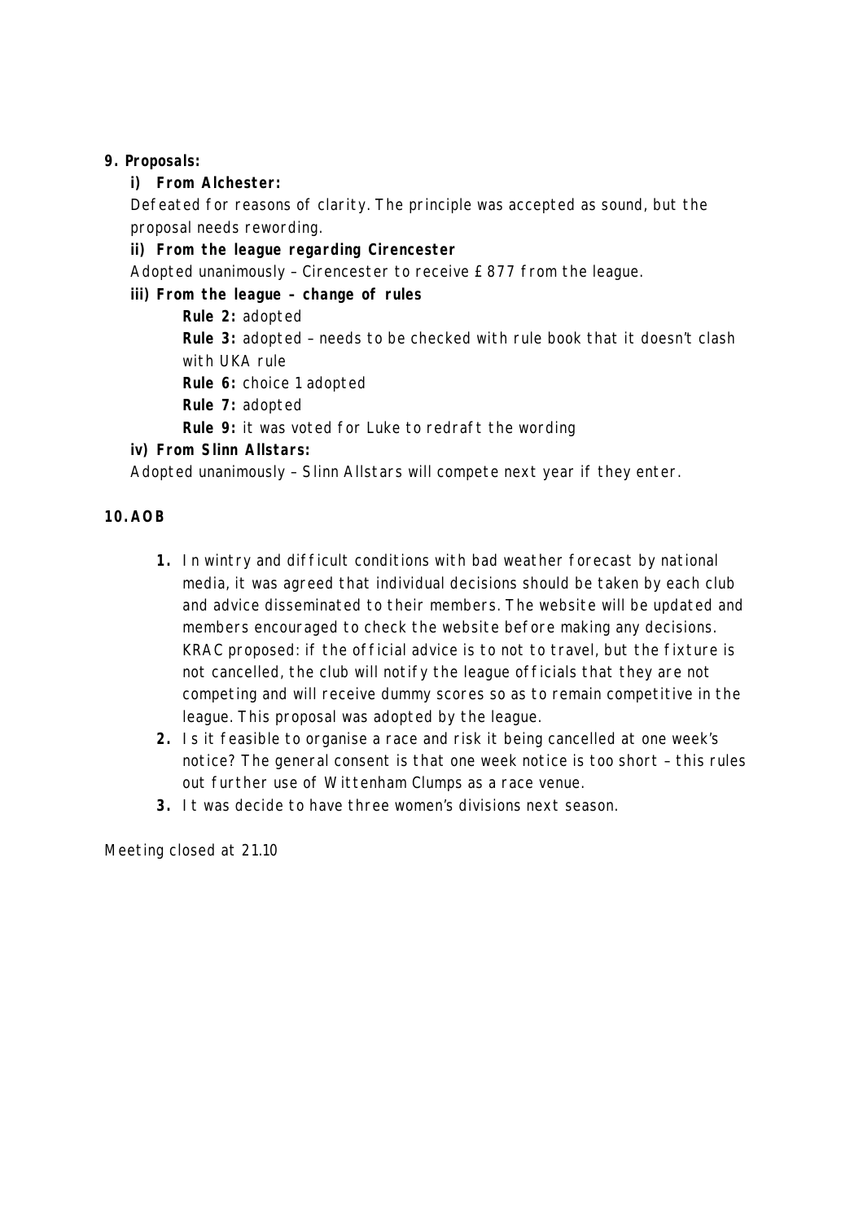**9. Proposals:**

**i) From Alchester:**

Defeated for reasons of clarity. The principle was accepted as sound, but the proposal needs rewording.

**ii) From the league regarding Cirencester**

Adopted unanimously – Cirencester to receive £877 from the league.

**iii) From the league – change of rules**

**Rule 2:** adopted

**Rule 3:** adopted – needs to be checked with rule book that it doesn't clash with UKA rule

**Rule 6:** choice 1 adopted

**Rule 7:** adopted

**Rule 9:** it was voted for Luke to redraft the wording

**iv) From Slinn Allstars:**

Adopted unanimously – Slinn Allstars will compete next year if they enter.

**10. AOB**

1. In wintry and difficult conditions with bad weather forecast by national media, it was agreed that individual decisions should be taken by each club and advice disseminated to their members. The website will be updated and members encouraged to check the website before making any decisions. KRAC proposed: if the official advice is to not to travel, but the fixture is not cancelled, the club will notify the league officials that they are not competing and will receive dummy scores so as to remain competitive in the league. This proposal was adopted by the league.
2. Is it feasible to organise a race and risk it being cancelled at one week's notice? The general consent is that one week notice is too short – this rules out further use of Wittenham Clumps as a race venue.
3. It was decide to have three women's divisions next season.

Meeting closed at 21.10